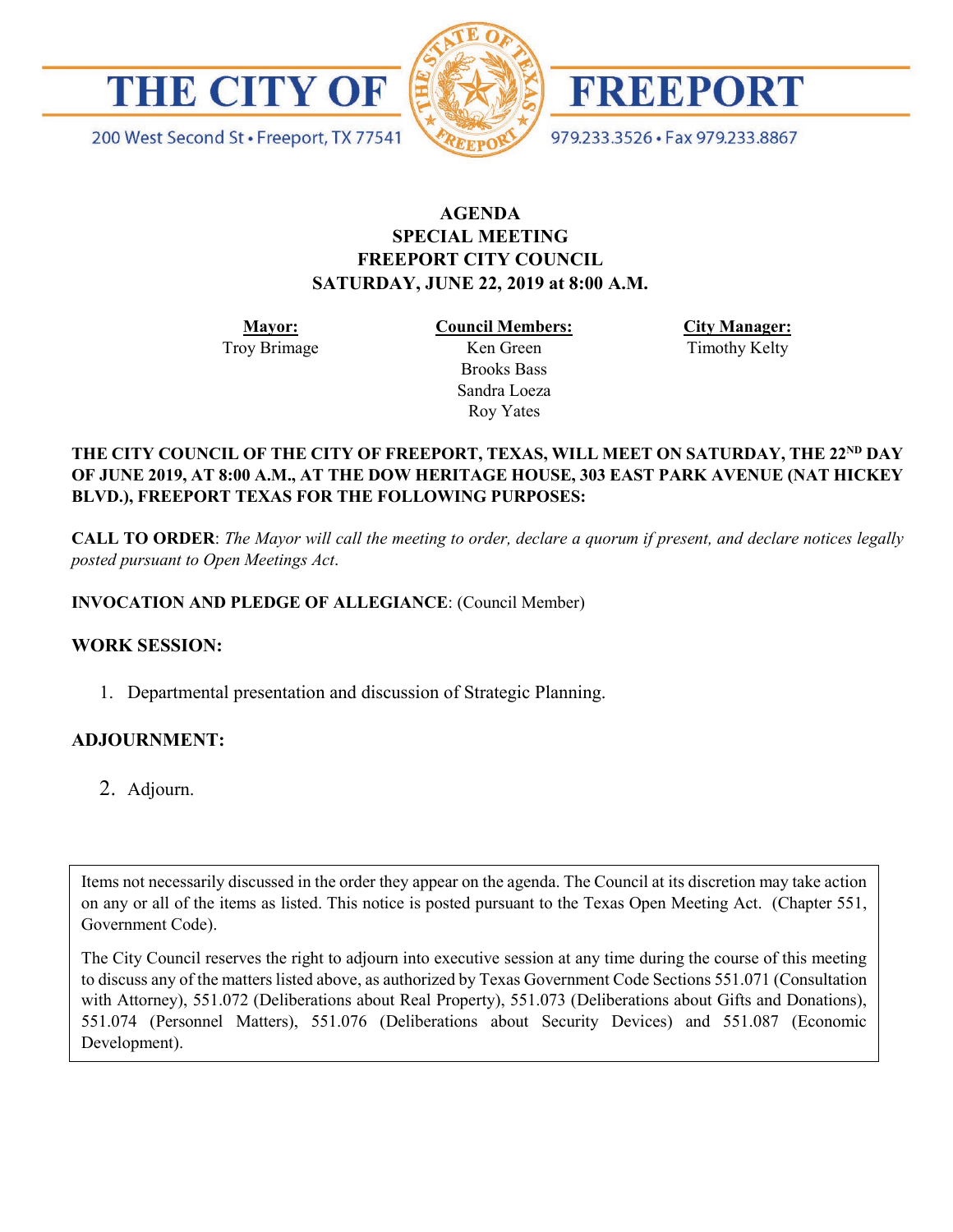# THE CITY OF FREEPORT

200 West Second St • Freeport, TX 77541

979.233.3526 • Fax 979.233.8867

## AGENDA
## SPECIAL MEETING
## FREEPORT CITY COUNCIL
## SATURDAY, JUNE 22, 2019 at 8:00 A.M.

| **Mayor:** | **Council Members:** | **City Manager:** |
| --- | --- | --- |
| Troy Brimage | Ken Green | Timothy Kelty |
| | Brooks Bass | |
| | Sandra Loeza | |
| | Roy Yates | |

**THE CITY COUNCIL OF THE CITY OF FREEPORT, TEXAS, WILL MEET ON SATURDAY, THE 22ND DAY OF JUNE 2019, AT 8:00 A.M., AT THE DOW HERITAGE HOUSE, 303 EAST PARK AVENUE (NAT HICKEY BLVD.), FREEPORT TEXAS FOR THE FOLLOWING PURPOSES:**

**CALL TO ORDER**: *The Mayor will call the meeting to order, declare a quorum if present, and declare notices legally posted pursuant to Open Meetings Act.*

**INVOCATION AND PLEDGE OF ALLEGIANCE**: (Council Member)

### WORK SESSION:

1. Departmental presentation and discussion of Strategic Planning.

### ADJOURNMENT:

2. Adjourn.

Items not necessarily discussed in the order they appear on the agenda. The Council at its discretion may take action on any or all of the items as listed. This notice is posted pursuant to the Texas Open Meeting Act. (Chapter 551, Government Code).

The City Council reserves the right to adjourn into executive session at any time during the course of this meeting to discuss any of the matters listed above, as authorized by Texas Government Code Sections 551.071 (Consultation with Attorney), 551.072 (Deliberations about Real Property), 551.073 (Deliberations about Gifts and Donations), 551.074 (Personnel Matters), 551.076 (Deliberations about Security Devices) and 551.087 (Economic Development).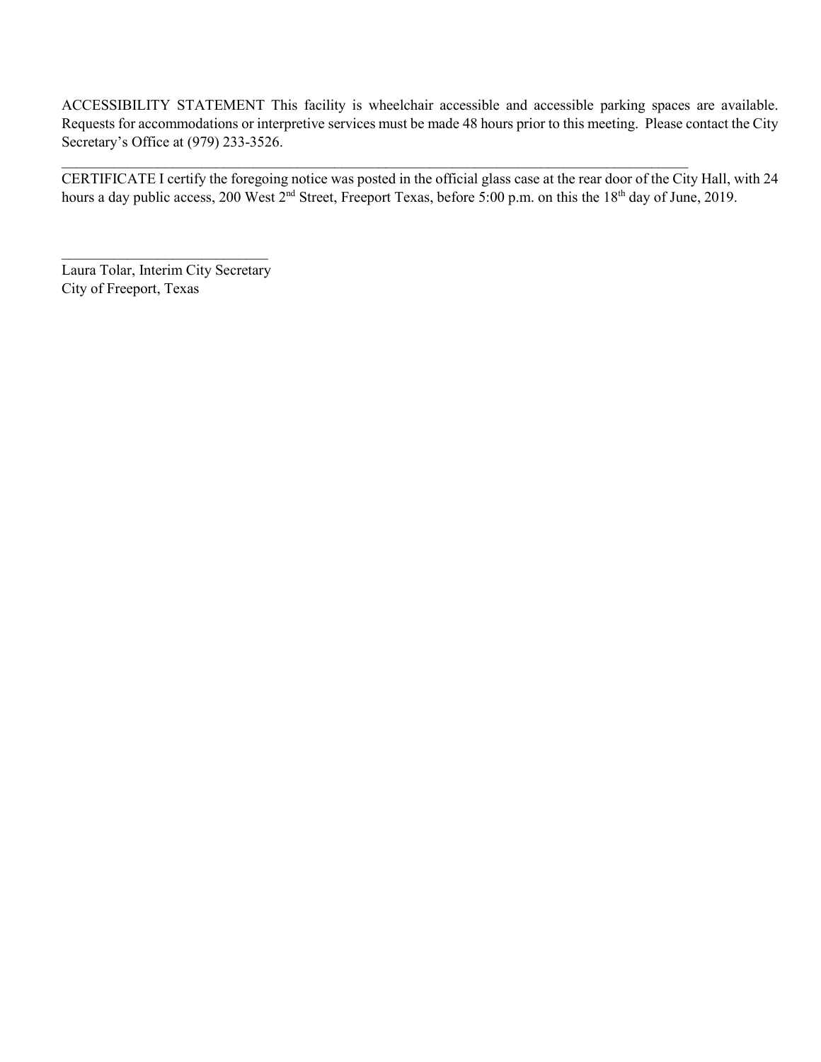ACCESSIBILITY STATEMENT This facility is wheelchair accessible and accessible parking spaces are available. Requests for accommodations or interpretive services must be made 48 hours prior to this meeting. Please contact the City Secretary's Office at (979) 233-3526.

---

CERTIFICATE I certify the foregoing notice was posted in the official glass case at the rear door of the City Hall, with 24 hours a day public access, 200 West 2nd Street, Freeport Texas, before 5:00 p.m. on this the 18th day of June, 2019.

\_\_\_\_\_\_\_\_\_\_\_\_\_\_\_\_\_\_\_\_\_\_\_\_\_\_\_\_

Laura Tolar, Interim City Secretary
City of Freeport, Texas